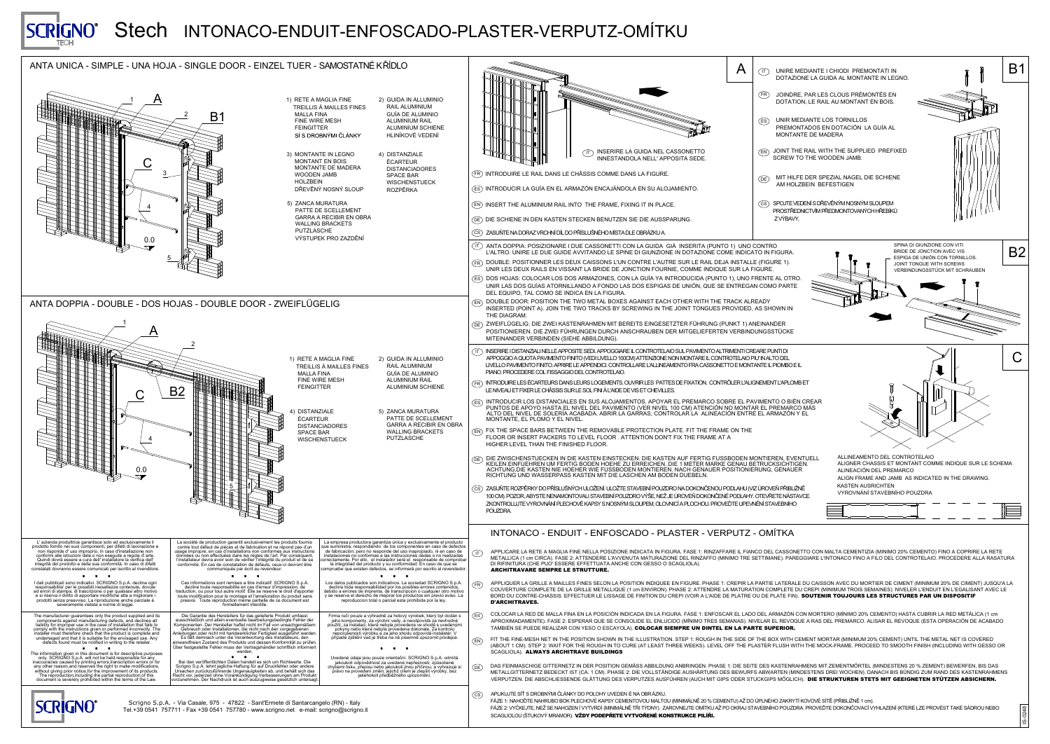# SCRIGNO® Stech INTONACO-ENDUIT-ENFOSCADO-PLASTER-VERPUTZ-OMÍTKU

## ANTA UNICA - SIMPLE - UNA HOJA - SINGLE DOOR - EINZEL TUER - SAMOSTATNÉ KŘÍDLO

1) RETE A MAGLIA FINE
TREILLIS À MAILLES FINES
MALLA FINA
FINE WIRE MESH
FEINGITTER
SÍ S DROBNÝMI ČLÁNKY

2) GUIDA IN ALLUMINIO
RAIL ALUMINIUM
GUÍA DE ALUMINIO
ALUMINIUM RAIL
ALUMINIUM SCHIENE
HLINÍKOVÉ VEDENÍ

3) MONTANTE IN LEGNO
MONTANT EN BOIS
MONTANTE DE MADERA
WOODEN JAMB
HOLZBEIN
DŘEVĚNÝ NOSNÝ SLOUP

4) DISTANZIALE
ÉCARTEUR
DISTANCIADORES
SPACE BAR
WISCHENSTUECK
ROZPĚRKA

5) ZANCA MURATURA
PATTE DE SCELLEMENT
GARRA A RECIBIR EN OBRA
WALLING BRACKETS
PUTZLASCHE
VÝSTUPEK PRO ZAZDĚNÍ

## ANTA DOPPIA - DOUBLE - DOS HOJAS - DOUBLE DOOR - ZWEIFLÜGELIG

1) RETE A MAGLIA FINE
TREILLIS À MAILLES FINES
MALLA FINA
FINE WIRE MESH
FEINGITTER

2) GUIDA IN ALLUMINIO
RAIL ALUMINIUM
GUÍA DE ALUMINIO
ALUMINIUM RAIL
ALUMINIUM SCHIENE

4) DISTANZIALE
ÉCARTEUR
DISTANCIADORES
SPACE BAR
WISCHENSTUECK

5) ZANCA MURATURA
PATTE DE SCELLEMENT
GARRA A RECIBIR EN OBRA
WALLING BRACKETS
PUTZLASCHE

### A

(IT) INSERIRE LA GUIDA NEL CASSONETTO INNESTANDOLA NELL' APPOSITA SEDE.

(FR) INTRODUIRE LE RAIL DANS LE CHÂSSIS COMME DANS LA FIGURE.

(ES) INTRODUCIR LA GUÍA EN EL ARMAZÓN ENCAJÁNDOLA EN SU ALOJAMIENTO.

(EN) INSERT THE ALUMINIUM RAIL INTO THE FRAME, FIXING IT IN PLACE.

(DE) DIE SCHIENE IN DEN KASTEN STECKEN BENUTZEN SIE DIE AUSSPARUNG.

(CS) ZASUŇTE NA DORAZ VRCHNÍ DÍL DO PŘÍSLUŠNÉHO MÍSTA DLE OBRÁZKU A.

### B1

(IT) UNIRE MEDIANTE I CHIODI PREMONTATI IN DOTAZIONE LA GUIDA AL MONTANTE IN LEGNO.

(FR) JOINDRE, PAR LES CLOUS PRÉMONTÉS EN DOTATION, LE RAIL AU MONTANT EN BOIS.

(ES) UNIR MEDIANTE LOS TORNILLOS PREMONTADOS EN DOTACIÓN LA GUÍA AL MONTANTE DE MADERA

(EN) JOINT THE RAIL WITH THE SUPPLIED PREFIXED SCREW TO THE WOODEN JAMB.

(DE) MIT HILFE DER SPEZIAL NAGEL DIE SCHIENE AM HOLZBEIN BEFESTIGEN

(CS) SPOJTE VEDENÍ S DŘEVĚNÝM NOSNÝM SLOUPEM PROSTŘEDNICTVÍM PŘEDMONTOVANÝCH HŘEBÍKŮ Z VÝBAVY.

### B2

(IT) ANTA DOPPIA: POSIZIONARE I DUE CASSONETTI CON LA GUIDA GIÀ INSERITA (PUNTO 1) UNO CONTRO L'ALTRO. UNIRE LE DUE GUIDE AVVITANDO LE SPINE DI GIUNZIONE IN DOTAZIONE COME INDICATO IN FIGURA.

(FR) DOUBLE: POSITIONNER LES DEUX CAISSONS L'UN CONTRE L'AUTRE SUR LE RAIL DEJA INSTALLE (FIGURE 1). UNIR LES DEUX RAILS EN VISSANT LA BRIDE DE JONCTION FOURNIE, COMME INDIQUE SUR LA FIGURE.

(ES) DOS HOJAS: COLOCAR LOS DOS ARMAZONES, CON LA GUÍA YA INTRODUCIDA (PUNTO 1), UNO FRENTE AL OTRO. UNIR LAS DOS GUÍAS ATORNILLANDO A FONDO LAS DOS ESPIGAS DE UNIÓN, QUE SE ENTREGAN COMO PARTE DEL EQUIPO, TAL COMO SE INDICA EN LA FIGURA.

(EN) DOUBLE DOOR: POSITION THE TWO METAL BOXES AGAINST EACH OTHER WITH THE TRACK ALREADY INSERTED (POINT A). JOIN THE TWO TRACKS BY SCREWING IN THE JOINT TONGUES PROVIDED, AS SHOWN IN THE DIAGRAM.

(DE) ZWEIFLÜGELIG: DIE ZWEI KASTENRAHMEN MIT BEREITS EINGESETZTER FÜHRUNG (PUNKT 1) ANEINANDER POSITIONIEREN. DIE ZWEI FÜHRUNGEN DURCH ANSCHRAUBEN DER MITGELIEFERTEN VERBINDUNGSSTÜCKE MITEINANDER VERBINDEN (SIEHE ABBILDUNG).

SPINA DI GIUNZIONE CON VITI
BRIDE DE JONCTION AVEC VIS
ESPIGA DE UNIÓN CON TORNILLOS.
JOINT TONGUE WITH SCREWS
VERBINDUNGSSTÜCK MIT SCHRAUBEN

### C

(IT) INSERIRE I DISTANZIALI NELLE APPOSITE SEDI. APPOGGIARE IL CONTROTELAIO SUL PAVIMENTO ALTRIMENTI CREARE PUNTI DI APPOGGIO A QUOTA PAVIMENTO FINITO (VEDI LIVELLO 100CM) ATTENZIONE NON MONTARE IL CONTROTELAIO PIU' IN ALTO DEL LIVELLO PAVIMENTO FINITO. APRIRE LE APPENDICI. CONTROLLARE L'ALLINEAMENTO FRA CASSONETTO E MONTANTE IL PIOMBO E IL PIANO. PROCEDERE COL FISSAGGIO DEL CONTROTELAIO.

(FR) INTRODUIRE LES ÉCARTEURS DANS LEURS LOGEMENTS. OUVRIR LES PATTES DE FIXATION. CONTRÔLER L'ALIGNEMENT L'APLOMB ET LE NIVEAU ET FIXER LE CHÂSSIS SUR LE SOL FINI À L'AIDE DE VIS ET CHEVILLES.

(ES) INTRODUCIR LOS DISTANCIALES EN SUS ALOJAMIENTOS. APOYAR EL PREMARCO SOBRE EL PAVIMENTO O BIÉN CREAR PUNTOS DE APOYO HASTA EL NIVEL DEL PAVIMENTO (VER NIVEL 100 CM) ATENCIÓN NO MONTAR EL PREMARCO MÁS ALTO DEL NIVEL DE SOLERÍA ACABADA. ABRIR LA GARRAS, CONTROLAR LA ALINEACIÓN ENTRE EL ARMAZÓN Y EL MONTANTE, EL PLOMO Y EL NIVEL.

(EN) FIX THE SPACE BARS BETWEEN THE REMOVABLE PROTECTION PLATE. FIT THE FRAME ON THE FLOOR OR INSERT PACKERS TO LEVEL FLOOR . ATTENTION DON'T FIX THE FRAME AT A HIGHER LEVEL THAN THE FINISHED FLOOR.

(DE) DIE ZWISCHENSTUECKEN IN DIE KASTEN EINSTECKEN. DIE KASTEN AUF FERTIG FUSSBODEN MONTIEREN, EVENTUELL KEILEN EINFUEHREN UM FERTIG BODEN HOEHE ZU ERREICHEN. DIE 1 METER MARKE GENAU BETRUCKSICHTIGEN. ACHTUNG,DIE KASTEN NIE HOEHER WIE FUSSBODEN MONTIEREN, NACH GENAUER POSITIONIERUNG, GENAUER RICHTUNG UND WASSERPASS KASTEN MIT DIE LASCHEN AM BODEN DUEBELN.

(CS) ZASUŇTE ROZPĚRKY DO PŘÍSLUŠNÝCH ULOŽENÍ. ULOŽTE STAVEBNÍ POUZDRO NA DOKONČENOU PODLAHU (VIZ ÚROVEŇ PŘIBLIŽNĚ 100 CM). POZOR, ABYSTE NENAMONTOVALI STAVEBNÍ POUZDRO VÝŠE, NEŽ JE ÚROVEŇ DOKONČENÉ PODLAHY. OTEVŘETE NÁSTAVCE. ZKONTROLUJTE VYROVNÁNÍ PLECHOVÉ KAPSY S NOSNÝM SLOUPEM, OLOVNICÍ A PLOCHOU. PROVEĎTE UPEVNĚNÍ STAVEBNÍHO POUZDRA.

ALLINEAMENTO DEL CONTROTELAIO
ALIGNER CHASSIS ET MONTANT COMME INDIQUE SUR LE SCHEMA
ALINEACIÓN DEL PREMARCO
ALIGN FRAME AND JAMB AS INDICATED IN THE DRAWING.
KASTEN AUSRICHTEN
VYROVNÁNÍ STAVEBNÍHO POUZDRA

## INTONACO - ENDUIT - ENFOSCADO - PLASTER - VERPUTZ - OMÍTKA

(IT) APPLICARE LA RETE A MAGLIA FINE NELLA POSIZIONE INDICATA IN FIGURA. FASE 1: RINZAFFARE IL FIANCO DEL CASSONETTO CON MALTA CEMENTIZIA (MINIMO 20% CEMENTO) FINO A COPRIRE LA RETE METALLICA (1 cm CIRCA). FASE 2: ATTENDERE L'AVVENUTA MATURAZIONE DEL RINZAFFO (MINIMO TRE SETTIMANE). PAREGGIARE L'INTONACO FINO A FILO DEL CONTROTELAIO. PROCEDERE ALLA RASATURA DI RIFINITURA (CHE PUO' ESSERE EFFETTUATA ANCHE CON GESSO O SCAGLIOLA). **ARCHITRAVARE SEMPRE LE STRUTTURE.**

(FR) APPLIQUER LA GRILLE A MAILLES FINES SELON LA POSITION INDIQUEE EN FIGURE. PHASE 1: CREPIR LA PARTIE LATERALE DU CAISSON AVEC DU MORTIER DE CIMENT (MINIMUM 20% DE CIMENT) JUSQU'A LA COUVERTURE COMPLETE DE LA GRILLE METALLIQUE (1 cm ENVIRON). PHASE 2: ATTENDRE LA MATURATION COMPLETE DU CREPI (MINIMUM TROIS SEMAINES). NIVELER L'ENDUIT EN L'EGALISANT AVEC LE BORD DU CONTRE-CHASSIS. EFFECTUER LE LISSAGE DE FINITION DU CREPI (VOIR A L'AIDE DE PLATRE OU DE PLATE FIN). **SOUTENIR TOUJOURS LES STRUCTURES PAR UN DISPOSITIF D'ARCHITRAVES.**

(ES) COLOCAR LA RED DE MALLA FINA EN LA POSICIÓN INDICADA EN LA FIGURA. FASE 1: ENFOSCAR EL LADO DEL ARMAZÓN CON MORTERO (MÍNIMO 20% CEMENTO) HASTA CUBRIR LA RED METÁLICA (1 cm APROXIMADAMENTE). FASE 2: ESPERAR QUE SE CONSOLIDE EL ENLUCIDO (MÍNIMO TRES SEMANAS). NIVELAR EL REVOQUE A RAS DEL PREMARCO. ALISAR EL REVOQUE (ESTA OPERACIÓN SE ACABADO TAMBIÉN SE PUEDE REALIZAR CON YESO O ESCAYOLA). **COLOCAR SIEMPRE UN DINTEL EN LA PARTE SUPERIOR.**

(EN) FIT THE FINE-MESH NET IN THE POSITION SHOWN IN THE ILLUSTRATION. STEP 1: ROUGH IN THE SIDE OF THE BOX WITH CEMENT MORTAR (MINIMUM 20% CEMENT) UNTIL THE METAL NET IS COVERED (ABOUT 1 CM). STEP 2: WAIT FOR THE ROUGH IN TO CURE (AT LEAST THREE WEEKS). LEVEL OFF THE PLASTER FLUSH WITH THE MOCK-FRAME. PROCEED TO SMOOTH FINISH (INCLUDING WITH GESSO OR SCAGLIOLA). **ALWAYS ARCHITRAVE BUILDINGS**

(DE) DAS FEINMASCHIGE GITTERNETZ IN DER POSITION GEMÄSS ABBILDUNG ANBRINGEN. PHASE 1: DIE SEITE DES KASTENRAHMENS MIT ZEMENTMÖRTEL (MINDESTENS 20 % ZEMENT) BEWERFEN, BIS DAS METALLGITTERNETZ BEDECKT IST (CA. 1 CM). PHASE 2: DIE VOLLSTÄNDIGE AUSHÄRTUNG DES BEWURFS ABWARTEN (MINDESTENS DREI WOCHEN), DANACH BIS BÜNDIG ZUM RAND DES KASTENRAHMENS VERPUTZEN. DIE ABSCHLIESSENDE GLÄTTUNG DES VERPUTZES AUSFÜHREN (AUCH MIT GIPS ODER STUCKGIPS MÖGLICH). **DIE STRUKTUREN STETS MIT GEEIGNETEN STÜTZEN ABSICHERN.**

(CS) APLIKUJTE SÍŤ S DROBNÝMI ČLÁNKY DO POLOHY UVEDENÉ NA OBRÁZKU.
FÁZE 1: NAHOĎTE NAHRUBO BOK PLECHOVÉ KAPSY CEMENTOVOU MALTOU (MINIMÁLNĚ 20 % CEMENTU) AŽ DO ÚPLNÉHO ZAKRYTÍ KOVOVÉ SÍTĚ (PŘIBLIŽNĚ 1 cm).
FÁZE 2: VYČKEJTE, NEŽ SE NAHOZENÍ VYTVRDÍ (MINIMÁLNĚ TŘI TÝDNY). ZAROVNEJTE OMÍTKU AŽ PO OKRAJ STAVEBNÍHO POUZDRA. PROVEĎTE DOKONČOVACÍ VYHLAZENÍ (KTERÉ LZE PROVÉST TAKÉ SÁDROU NEBO SCAGLIOLOU (ŠTUKOVÝ MRAMOR). **VŽDY PODEPŘETE VYTVOŘENÉ KONSTRUKCE PILÍŘI.**

---

L' azienda produttrice garantisce solo ed esclusivamente il prodotto fornito nei suoi componenti, per difetti di lavorazione e non risponde d' uso improprio, in caso d'installazione non conforme alle istruzioni date o non eseguite a regola d' arte. Quindi dovrà essere a cura dell' installatore la verifica dell' integrità del prodotto e della sua conformità. In caso di difetti constatati dovranno essere comunicati per iscritto al rivenditore.

I dati pubblicati sono indicativi. SCRIGNO S.p.A. declina ogni responsabilità' per le possibili inesattezze contenute, dovute ad errori di stampa, di trascrizione o per qualsiasi altro motivo e si riserva il diritto di apportare modifiche atte a migliorare i prodotti senza preavviso. La riproduzione anche parziale è severamente vietata a norma di legge.

La société de production garantit exclusivement les produits fournis contre tout défaut de pièces et de fabrication et ne répond pas d'un usage impropre, en cas d'installations non conformes aux instructions données ou non effectuées dans les règles de l'art. Par conséquent, l'installateur devra avoir soin de vérifier l'intégrité du produit et de sa conformité. En cas de constatation de défauts, ceux-ci devront être communiqués par écrit au revendeur.

Ces informations sont remises à titre indicatif. SCRIGNO S.p.A. décline toute responsabilité en cas d'erreur d'impression, de traduction, ou pour tout autre motif. Elle se reserve le droit d'apporter toute modification pour le montage et l'amelioration du produit sans preavis. Toute reproduction même partielle de ce document est formellement interdite.

La empresa productora garantiza única y exclusivamente el producto que suministra, respondiendo de los componentes en caso de defectos de fabricación, pero no responde del uso inapropiado, ni en caso de instalaciones no conformes a las instrucciones dadas o no realizadas correctamente. Por ello, el instalador será el responsable de comprobar la integridad del producto y su conformidad. En caso de que se compruebe que existen defectos, se informará por escrito al revendedor.

Los datos publicados son indicativos. La sociedad SCRIGNO S.p.A. declina toda responsabilidad por los posibles errores contenidos, debido a errores de imprenta, de transcripción o cualquier otro motivo y se reserva el derecho de mejorar los productos sin previo aviso. La reproducción total o parcial esta prohibida por la ley.

The manufacturer guarantees only the product supplied and its components against manufacturing defects, and declines all liability for improper use in the case of installation that fails to comply with the instructions given or performed incorrectly. The installer must therefore check that the product is complete and undamaged and that it is suitable for the envisaged use. Any defects found must be notified in writing to the retailer.

The information given in this document is for descriptive purposes only. SCRIGNO S.p.A. will not be held responsible for any inaccuracies caused by printing errors,transcription errors or for any other reason and reserves the right to make modifications, without giving prior notice,for the improvement of its products. The reproduction,including the partial reproduction,of this document is severely prohibited within the terms of the Law.

Die Garantie des Herstellers für das gelieferte Produkt umfasst ausschließlich und allein eventuelle bearbeitungsbedingte Fehler der Komponenten. Der Hersteller haftet nicht im Fall von unsachgemäßem Gebrauch oder Installationen, die nicht nach den vorgegebenen Anleitungen oder nicht mit handwerklicher Fertigkeit ausgeführt werden. Es fällt demnach unter die Verantwortung des Installateurs, den einwandfreien Zustand des Produkts und dessen Konformität zu prüfen. Über festgestellte Fehler muss der Vertragshändler schriftlich informiert werden.

Bei den veröffentlichten Daten handelt es sich um Richtwerte. Die Scrigno S.p.A. lehnt jegliche Haftung für auf Druckfehler oder andere Ursachen zurückzuführende Ungenauigkeiten ab, und behält sich das Recht vor, jederzeit ohne Vorankündigung Verbesserungen am Produkt vorzunehmen. Der Nachdruck ist auch auszugsweise gesetzlich untersagt.

Firma ručí pouze a výhradně za hotový výrobek, který byl dodán s jeho komponenty, za výrobní vady, a neodpovídá za nevhodné použití, za instalaci, která nebyla provedena ve shodě s uvedenými pokyny nebo která nebyla provedena dokonale. Za kontrolu neporušenosti výrobku a za jeho shodu odpovídá instalatér. V případě zjištění vad je třeba na ně písemně upozornit prodejce.

Uvedené údaje jsou pouze orientační. SCRIGNO S.p.A. odmítá jakoukoli odpovědnost za uvedené nepřesnosti, způsobené chybami tisku, přepisu nebo jakoukoli jinou příčinou, a vyhrazuje si právo na provádění změn, jejichž cílem je zlepšit výrobky, bez jakéhokoli předběžného upozornění.

Scrigno S.p.A. - Via Casale, 975 - 47822 - Sant'Ermete di Santarcangelo (RN) - Italy
Tel.+39 0541 757711 - Fax +39 0541 757780 - www.scrigno.net e-mail: scrigno@scrigno.it

IS-0248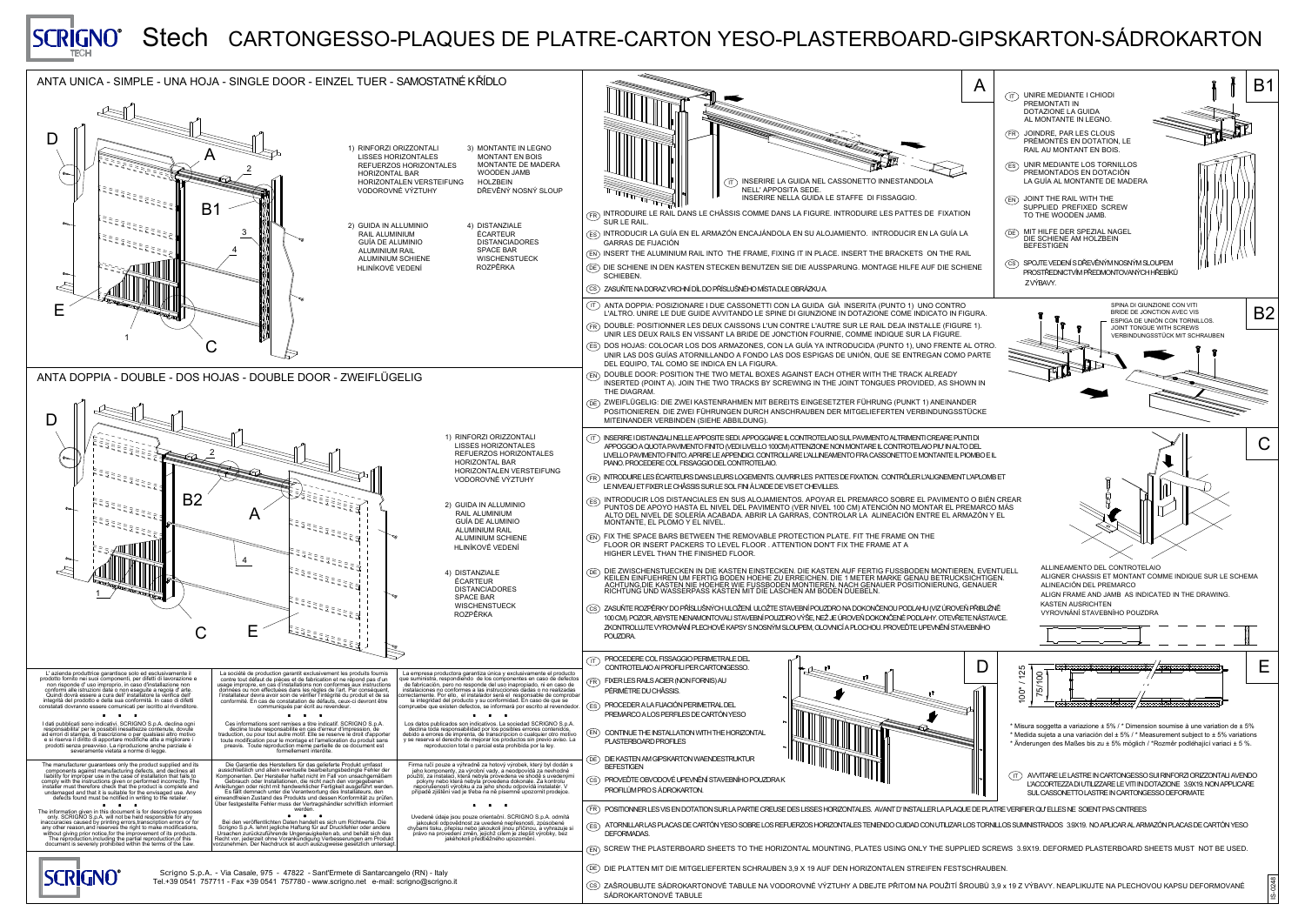# SCRIGNO Stech CARTONGESSO-PLAQUES DE PLATRE-CARTON YESO-PLASTERBOARD-GIPSKARTON-SÁDROKARTON

## ANTA UNICA - SIMPLE - UNA HOJA - SINGLE DOOR - EINZEL TUER - SAMOSTATNÉ KŘÍDLO

D, A, B1, E, C, 1, 2, 3, 4

1) RINFORZI ORIZZONTALI
LISSES HORIZONTALES
REFUERZOS HORIZONTALES
HORIZONTAL BAR
HORIZONTALEN VERSTEIFUNG
VODOROVNÉ VÝZTUHY

2) GUIDA IN ALLUMINIO
RAIL ALUMINIUM
GUÍA DE ALUMINIO
ALUMINIUM RAIL
ALUMINIUM SCHIENE
HLINÍKOVÉ VEDENÍ

3) MONTANTE IN LEGNO
MONTANT EN BOIS
MONTANTE DE MADERA
WOODEN JAMB
HOLZBEIN
DŘEVĚNÝ NOSNÝ SLOUP

4) DISTANZIALE
ÉCARTEUR
DISTANCIADORES
SPACE BAR
WISCHENSTUECK
ROZPĚRKA

## ANTA DOPPIA - DOUBLE - DOS HOJAS - DOUBLE DOOR - ZWEIFLÜGELIG

D, B2, A, C, E, 1, 2, 4

1) RINFORZI ORIZZONTALI
LISSES HORIZONTALES
REFUERZOS HORIZONTALES
HORIZONTAL BAR
HORIZONTALEN VERSTEIFUNG
VODOROVNÉ VÝZTUHY

2) GUIDA IN ALLUMINIO
RAIL ALUMINIUM
GUÍA DE ALUMINIO
ALUMINIUM RAIL
ALUMINIUM SCHIENE
HLINÍKOVÉ VEDENÍ

4) DISTANZIALE
ÉCARTEUR
DISTANCIADORES
SPACE BAR
WISCHENSTUECK
ROZPĚRKA

L' azienda produttrice garantisce solo ed esclusivamente il prodotto fornito nei suoi componenti, per difetti di lavorazione e non risponde d' uso improprio, in caso d'installazione non conforme alle istruzioni date o non eseguite a regola d' arte. Quindi dovrà essere a cura dell' installatore la verifica dell' integrità del prodotto e della sua conformità. In caso di difetti constatati dovranno essere comunicati per iscritto al rivenditore.

I dati pubblicati sono indicativi. SCRIGNO S.p.A. declina ogni responsabilita' per le possibili inesattezze contenute, dovute ad errori di stampa, di trascrizione o per qualsiasi altro motivo e si riserva il diritto di apportare modifiche atte a migliorare i prodotti senza preavviso. La riproduzione anche parziale è severamente vietata a norma di legge.

La société de production garantit exclusivement les produits fournis contre tout défaut de pièces et de fabrication et ne répond pas d'un usage impropre, en cas d'installations non conformes aux instructions données ou non effectuées dans les règles de l'art. Par conséquent, l'installateur devra avoir soin de vérifier l'intégrité du produit et de sa conformité. En cas de constatation de défauts, ceux-ci devront être communiqués par écrit au revendeur.

Ces informations sont remises a titre indicatif. SCRIGNO S.p.A. decline toute responsabilite en cas d'erreur d'impression, de traduction, ou pour tout autre motif. Elle se reserve le droit d'apporter toute modification pour le montage et l'amelioration du produit sans preavis. Toute reproduction même partielle de ce document est formellement interdite.

La empresa productora garantiza única y exclusivamente el producto que suministra, respondiendo de los componentes en caso de defectos de fabricación, pero no responde del uso inapropiado, ni en caso de instalaciones no conformes a las instrucciones dadas o no realizadas correctamente. Por ello, el instalador será el responsable de comprobar la integridad del producto y su conformidad. En caso de que se compruebe que existen defectos, se informará por escrito al revendedor.

Los datos publicados son indicativos. La sociedad SCRIGNO S.p.A. declina toda responsabilidad por los posibles errores contenidos, debido a errores de imprenta, de transcripción o cualquier otro motivo y se reserva el derecho de mejorar los productos sin previo aviso. La reproducción total o parcial esta prohibida por la ley.

The manufacturer guarantees only the product supplied and its components against manufacturing defects, and declines all liability for improper use in the case of installation that fails to comply with the instructions given or performed incorrectly. The installer must therefore check that the product is complete and undamaged and that it is suitable for the envisaged use. Any defects found must be notified in writing to the retailer.

The information given in this document is for descriptive purposes only. SCRIGNO S.p.A. will not be held responsible for any inaccuracies caused by printing errors,transcription errors or for any other reason, and reserves the right to make modifications, without giving prior notice,for the improvement of its products. The reproduction,including the partial reproduction,of this document is severely prohibited within the terms of the Law.

Die Garantie des Herstellers für das gelieferte Produkt umfasst ausschließlich und allein eventuelle bearbeitungsbedingte Fehler der Komponenten. Der Hersteller haftet nicht im Fall von unsachgemäßem Gebrauch oder Installationen, die nicht nach den vorgegebenen Anleitungen oder nicht mit handwerklicher Fertigkeit ausgeführt werden. Es fällt demnach unter die Verantwortung des Installateurs, den einwandfreien Zustand des Produkts und dessen Konformität zu prüfen. Über festgestellte Fehler muss der Vertragshändler schriftlich informiert werden.

Bei den veröffentlichten Daten handelt es sich um Richtwerte. Die Scrigno S.p.A. lehnt jegliche Haftung für auf Druckfehler oder andere Ursachen zurückzuführende Ungenauigkeiten ab, und behält sich das Recht vor, jederzeit ohne Vorankündigung Verbesserungen am Produkt vorzunehmen. Der Nachdruck ist auch auszugsweise gesetzlich untersagt.

Firma ručí pouze a výhradně za hotový výrobek, který byl dodán a jeho komponenty, za výrobní vady, a neodpovídá za nevhodné použití, za instalaci, která nebyla provedena ve shodě s uvedenými pokyny nebo která nebyla provedena dokonale. Za kontrolu neporušenosti výrobku a za jeho shodu odpovídá instalatér. V případě zjištění vad je třeba na ně písemně upozornit prodejce.

Uvedené údaje jsou pouze orientační. SCRIGNO S.p.A. odmítá jakoukoli odpovědnost za uvedené nepřesnosti, způsobené chybami tisku, přepisu nebo jakoukoli jinou příčinou, a vyhrazuje si právo na provádění změn, jejichž cílem je zlepšit výrobky, bez jakéhokoli předběžného upozornění.

SCRIGNO
Scrigno S.p.A. - Via Casale, 975 - 47822 - Sant'Ermete di Santarcangelo (RN) - Italy
Tel.+39 0541 757711 - Fax +39 0541 757780 - www.scrigno.net e-mail: scrigno@scrigno.it

## A

(IT) INSERIRE LA GUIDA NEL CASSONETTO INNESTANDOLA NELL' APPOSITA SEDE. INSERIRE NELLA GUIDA LE STAFFE DI FISSAGGIO.

(FR) INTRODUIRE LE RAIL DANS LE CHÂSSIS COMME DANS LA FIGURE. INTRODUIRE LES PATTES DE FIXATION SUR LE RAIL.

(ES) INTRODUCIR LA GUÍA EN EL ARMAZÓN ENCAJÁNDOLA EN SU ALOJAMIENTO. INTRODUCIR EN LA GUÍA LA GARRAS DE FIJACIÓN

(EN) INSERT THE ALUMINIUM RAIL INTO THE FRAME, FIXING IT IN PLACE. INSERT THE BRACKETS ON THE RAIL

(DE) DIE SCHIENE IN DEN KASTEN STECKEN BENUTZEN SIE DIE AUSSPARUNG. MONTAGE HILFE AUF DIE SCHIENE SCHIEBEN.

(CS) ZASUŇTE NA DORAZ VRCHNÍ DÍL DO PŘÍSLUŠNÉHO MÍSTA DLE OBRÁZKU A.

## B1

(IT) UNIRE MEDIANTE I CHIODI PREMONTATI IN DOTAZIONE LA GUIDA AL MONTANTE IN LEGNO.

(FR) JOINDRE, PAR LES CLOUS PRÉMONTÉS EN DOTATION, LE RAIL AU MONTANT EN BOIS.

(ES) UNIR MEDIANTE LOS TORNILLOS PREMONTADOS EN DOTACIÓN LA GUÍA AL MONTANTE DE MADERA

(EN) JOINT THE RAIL WITH THE SUPPLIED PREFIXED SCREW TO THE WOODEN JAMB.

(DE) MIT HILFE DER SPEZIAL NAGEL DIE SCHIENE AM HOLZBEIN BEFESTIGEN

(CS) SPOJTE VEDENÍ S DŘEVĚNÝM NOSNÝM SLOUPEM PROSTŘEDNICTVÍM PŘEDMONTOVANÝCH HŘEBÍKŮ Z VÝBAVY.

## B2

(IT) ANTA DOPPIA: POSIZIONARE I DUE CASSONETTI CON LA GUIDA GIÀ INSERITA (PUNTO 1) UNO CONTRO L'ALTRO. UNIRE LE DUE GUIDE AVVITANDO LE SPINE DI GIUNZIONE IN DOTAZIONE COME INDICATO IN FIGURA.

(FR) DOUBLE: POSITIONNER LES DEUX CAISSONS L'UN CONTRE L'AUTRE SUR LE RAIL DEJA INSTALLE (FIGURE 1). UNIR LES DEUX RAILS EN VISSANT LA BRIDE DE JONCTION FOURNIE, COMME INDIQUE SUR LA FIGURE.

(ES) DOS HOJAS: COLOCAR LOS DOS ARMAZONES, CON LA GUÍA YA INTRODUCIDA (PUNTO 1), UNO FRENTE AL OTRO. UNIR LAS DOS GUÍAS ATORNILLANDO A FONDO LAS DOS ESPIGAS DE UNIÓN, QUE SE ENTREGAN COMO PARTE DEL EQUIPO, TAL COMO SE INDICA EN LA FIGURA.

(EN) DOUBLE DOOR: POSITION THE TWO METAL BOXES AGAINST EACH OTHER WITH THE TRACK ALREADY INSERTED (POINT A). JOIN THE TWO TRACKS BY SCREWING IN THE JOINT TONGUES PROVIDED, AS SHOWN IN THE DIAGRAM.

(DE) ZWEIFLÜGELIG: DIE ZWEI KASTENRAHMEN MIT BEREITS EINGESETZTER FÜHRUNG (PUNKT 1) ANEINANDER POSITIONIEREN. DIE ZWEI FÜHRUNGEN DURCH ANSCHRAUBEN DER MITGELIEFERTEN VERBINDUNGSSTÜCKE MITEINANDER VERBINDEN (SIEHE ABBILDUNG).

SPINA DI GIUNZIONE CON VITI
BRIDE DE JONCTION AVEC VIS
ESPIGA DE UNIÓN CON TORNILLOS.
JOINT TONGUE WITH SCREWS
VERBINDUNGSSTÜCK MIT SCHRAUBEN

## C

(IT) INSERIRE I DISTANZIALI NELLE APPOSITE SEDI. APPOGGIARE IL CONTROTELAIO SUL PAVIMENTO ALTRIMENTI CREARE PUNTI DI APPOGGIO A QUOTA PAVIMENTO FINITO (VEDI LIVELLO 100CM) ATTENZIONE NON MONTARE IL CONTROTELAIO PIU' IN ALTO DEL LIVELLO PAVIMENTO FINITO. APRIRE LE APPENDICI. CONTROLLARE L'ALLINEAMENTO FRA CASSONETTO E MONTANTE IL PIOMBO E IL PIANO. PROCEDERE COL FISSAGGIO DEL CONTROTELAIO.

(FR) INTRODUIRE LES ÉCARTEURS DANS LEURS LOGEMENTS. OUVRIR LES PATTES DE FIXATION. CONTRÔLER L'ALIGNEMENT L'APLOMB ET LE NIVEAU ET FIXER LE CHÂSSIS SUR LE SOL FINI À L'AIDE DE VIS ET CHEVILLES.

(ES) INTRODUCIR LOS DISTANCIALES EN SUS ALOJAMIENTOS. APOYAR EL PREMARCO SOBRE EL PAVIMENTO O BIÉN CREAR PUNTOS DE APOYO HASTA EL NIVEL DEL PAVIMENTO (VER NIVEL 100 CM) ATENCIÓN NO MONTAR EL PREMARCO MÁS ALTO DEL NIVEL DE SOLERÍA ACABADA. ABRIR LA GARRAS, CONTROLAR LA ALINEACIÓN ENTRE EL ARMAZÓN Y EL MONTANTE, EL PLOMO Y EL NIVEL.

(EN) FIX THE SPACE BARS BETWEEN THE REMOVABLE PROTECTION PLATE. FIT THE FRAME ON THE FLOOR OR INSERT PACKERS TO LEVEL FLOOR . ATTENTION DON'T FIX THE FRAME AT A HIGHER LEVEL THAN THE FINISHED FLOOR.

(DE) DIE ZWISCHENSTUECKEN IN DIE KASTEN EINSTECKEN. DIE KASTEN AUF FERTIG FUSSBODEN MONTIEREN, EVENTUELL KEILEN EINFUEHREN UM FERTIG BODEN HOEHE ZU ERREICHEN. DIE 1 METER MARKE GENAU BETRUCKSICHTIGEN. ACHTUNG,DIE KASTEN NIE HOEHER WIE FUSSBODEN MONTIEREN. NACH GENAUER POSITIONIERUNG, GENAUER RICHTUNG UND WASSERPASS KASTEN MIT DIE LASCHEN AM BODEN DUEBELN.

(CS) ZASUŇTE ROZPĚRKY DO PŘÍSLUŠNÝCH ULOŽENÍ. ULOŽTE STAVEBNÍ POUZDRO NA DOKONČENOU PODLAHU (VIZ ÚROVEŇ PŘIBLIŽNĚ 100 CM). POZOR, ABYSTE NENAMONTOVALI STAVEBNÍ POUZDRO VÝŠE, NEŽ JE ÚROVEŇ DOKONČENÉ PODLAHY. OTEVŘETE NÁSTAVCE. ZKONTROLUJTE VYROVNÁNÍ PLECHOVÉ KAPSY S NOSNÝM SLOUPEM, OLOVNICÍ A PLOCHOU. PROVEĎTE UPEVNĚNÍ STAVEBNÍHO POUZDRA.

ALLINEAMENTO DEL CONTROTELAIO
ALIGNER CHASSIS ET MONTANT COMME INDIQUE SUR LE SCHEMA
ALINEACIÓN DEL PREMARCO
ALIGN FRAME AND JAMB AS INDICATED IN THE DRAWING.
KASTEN AUSRICHTEN
VYROVNÁNÍ STAVEBNÍHO POUZDRA

## D

(IT) PROCEDERE COL FISSAGGIO PERIMETRALE DEL CONTROTELAIO AI PROFILI PER CARTONGESSO.

(FR) FIXER LES RAILS ACIER (NON FORNIS) AU PÉRIMÈTRE DU CHÂSSIS.

(ES) PROCEDER A LA FIJACIÓN PERIMETRAL DEL PREMARCO A LOS PERFILES DE CARTÓN YESO

(EN) CONTINUE THE INSTALLATION WITH THE HORIZONTAL PLASTERBOARD PROFILES

(DE) DIE KASTEN AM GIPSKARTON WAENDESTRUKTUR BEFESTIGEN.

(CS) PROVEĎTE OBVODOVÉ UPEVNĚNÍ STAVEBNÍHO POUZDRA K PROFILŮM PRO SÁDROKARTON.

## E

100* / 125
75/100

* Misura soggetta a variazione ± 5% / * Dimension soumise à une variation de ± 5%
* Medida sujeta a una variación del ± 5% / * Measurement subject to ± 5% variations
* Änderungen des Maßes bis zu ± 5% möglich / *Rozměr podléhající variaci ± 5 %.

(IT) AVVITARE LE LASTRE IN CARTONGESSO SUI RINFORZI ORIZZONTALI AVENDO L'ACCORTEZZA DI UTILIZZARE LE VITI IN DOTAZIONE 3.9X19. NON APPLICARE SUL CASSONETTO LASTRE IN CARTONGESSO DEFORMATE

(FR) POSITIONNER LES VIS EN DOTATION SUR LA PARTIE CREUSE DES LISSES HORIZONTALES. AVANT D'INSTALLER LA PLAQUE DE PLATRE VERIFIER QU'ELLES NE SOIENT PAS CINTREES

(ES) ATORNILLAR LAS PLACAS DE CARTÓN YESO SOBRE LOS REFUERZOS HORIZONTALES TENIENDO CUIDAD CON UTILIZAR LOS TORNILLOS SUMINISTRADOS 3.9X19. NO APLICAR AL ARMAZÓN PLACAS DE CARTÓN YESO DEFORMADAS.

(EN) SCREW THE PLASTERBOARD SHEETS TO THE HORIZONTAL MOUNTING, PLATES USING ONLY THE SUPPLIED SCREWS 3.9X19. DEFORMED PLASTERBOARD SHEETS MUST NOT BE USED.

(DE) DIE PLATTEN MIT DIE MITGELIEFERTEN SCHRAUBEN 3,9 X 19 AUF DEN HORIZONTALEN STREIFEN FESTSCHRAUBEN.

(CS) ZAŠROUBUJTE SÁDROKARTONOVÉ TABULE NA VODOROVNÉ VÝZTUHY A DBEJTE PŘITOM NA POUŽITÍ ŠROUBŮ 3,9 X 19 Z VÝBAVY. NEAPLIKUJTE NA PLECHOVOU KAPSU DEFORMOVANÉ SÁDROKARTONOVÉ TABULE

IS-0248